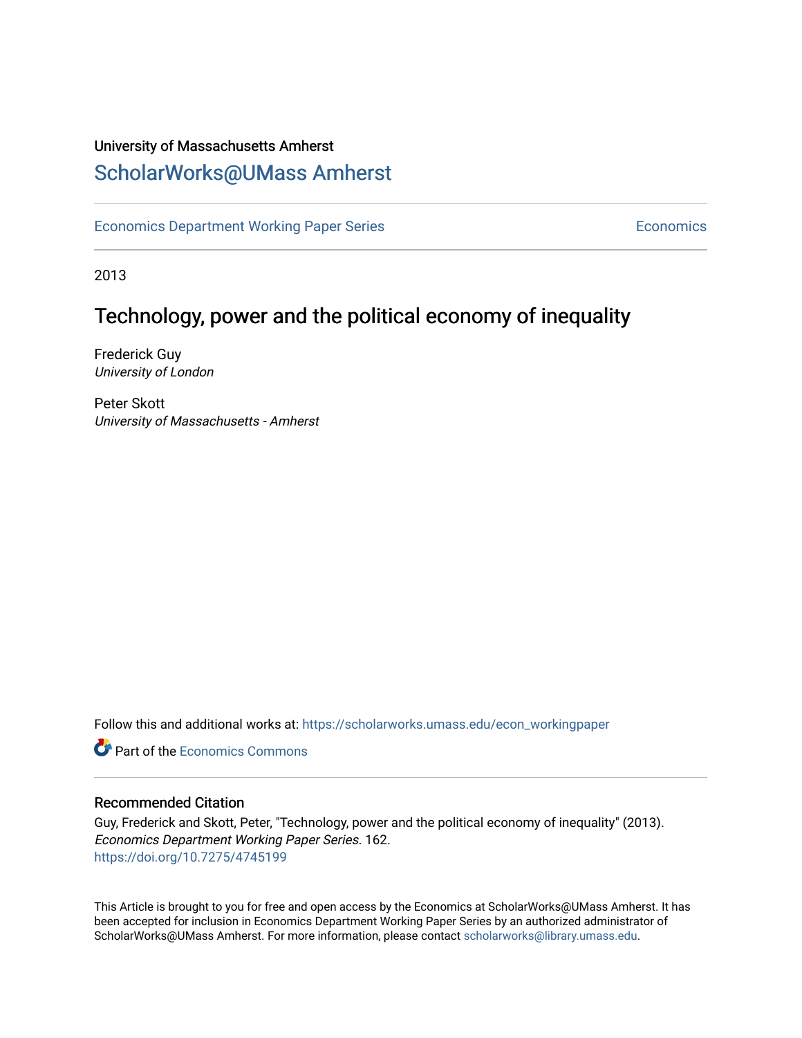University of Massachusetts Amherst

# ScholarWorks@UMass Amherst

Economics Department Working Paper Series | Economics

2013

## Technology, power and the political economy of inequality

Frederick Guy
*University of London*

Peter Skott
*University of Massachusetts - Amherst*

Follow this and additional works at: https://scholarworks.umass.edu/econ_workingpaper

Part of the Economics Commons

### Recommended Citation

Guy, Frederick and Skott, Peter, "Technology, power and the political economy of inequality" (2013). *Economics Department Working Paper Series*. 162.
https://doi.org/10.7275/4745199

This Article is brought to you for free and open access by the Economics at ScholarWorks@UMass Amherst. It has been accepted for inclusion in Economics Department Working Paper Series by an authorized administrator of ScholarWorks@UMass Amherst. For more information, please contact scholarworks@library.umass.edu.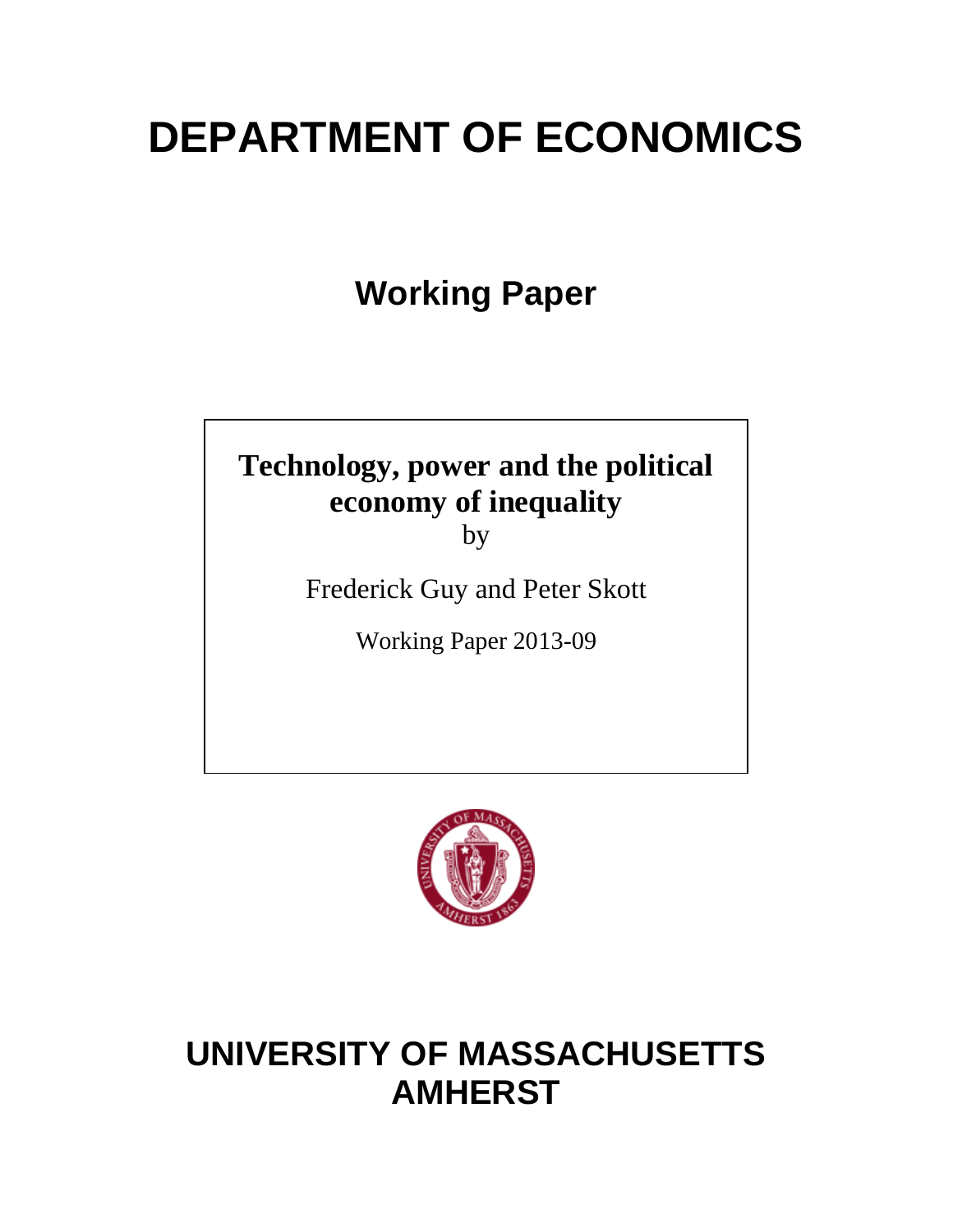# DEPARTMENT OF ECONOMICS

## Working Paper

**Technology, power and the political economy of inequality**

by

Frederick Guy and Peter Skott

Working Paper 2013-09

# UNIVERSITY OF MASSACHUSETTS AMHERST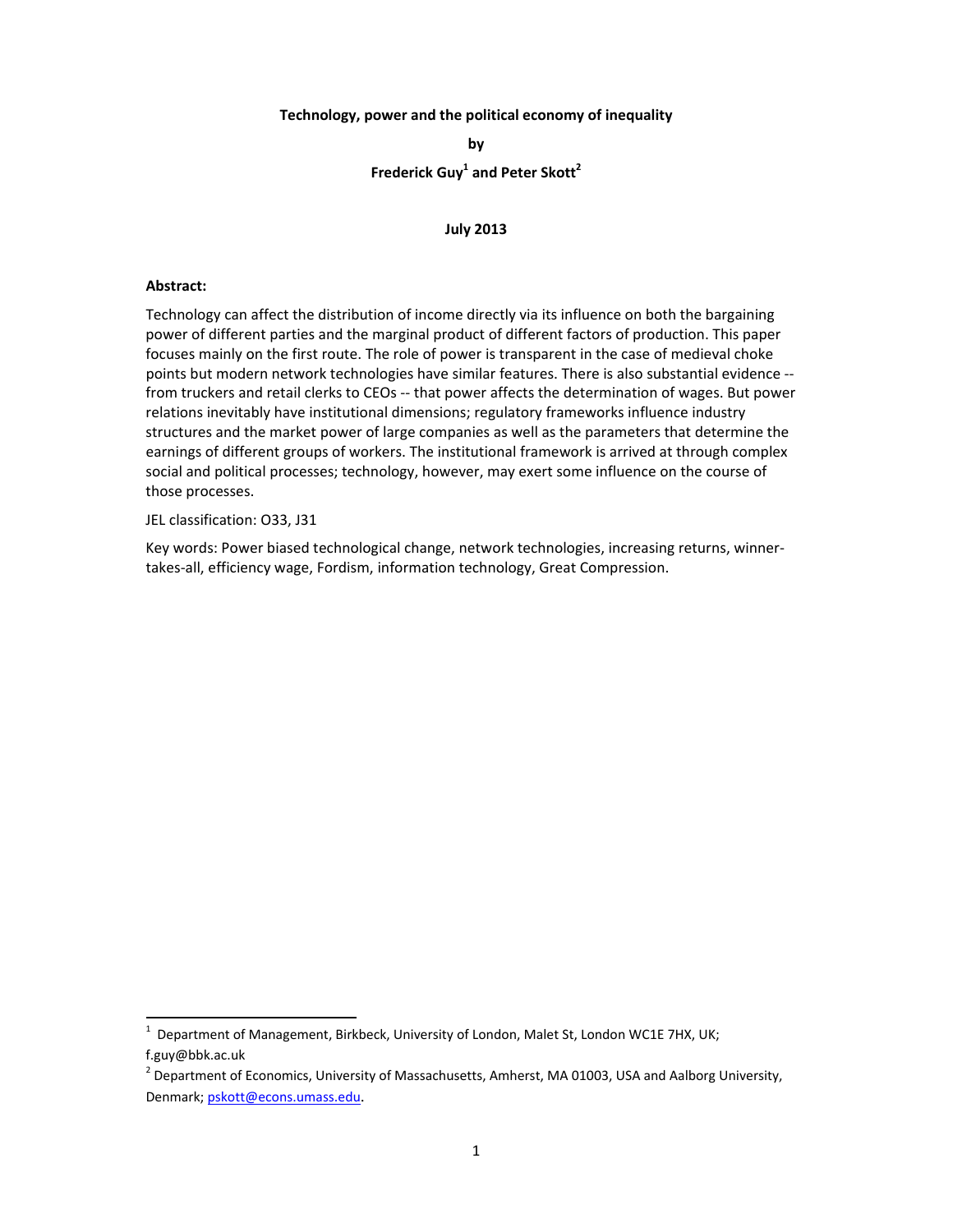**Technology, power and the political economy of inequality**

**by**

**Frederick Guy[1] and Peter Skott[2]**

**July 2013**

**Abstract:**

Technology can affect the distribution of income directly via its influence on both the bargaining power of different parties and the marginal product of different factors of production. This paper focuses mainly on the first route. The role of power is transparent in the case of medieval choke points but modern network technologies have similar features. There is also substantial evidence -- from truckers and retail clerks to CEOs -- that power affects the determination of wages. But power relations inevitably have institutional dimensions; regulatory frameworks influence industry structures and the market power of large companies as well as the parameters that determine the earnings of different groups of workers. The institutional framework is arrived at through complex social and political processes; technology, however, may exert some influence on the course of those processes.

JEL classification: O33, J31

Key words: Power biased technological change, network technologies, increasing returns, winner-takes-all, efficiency wage, Fordism, information technology, Great Compression.

---

[1] Department of Management, Birkbeck, University of London, Malet St, London WC1E 7HX, UK; f.guy@bbk.ac.uk

[2] Department of Economics, University of Massachusetts, Amherst, MA 01003, USA and Aalborg University, Denmark; pskott@econs.umass.edu.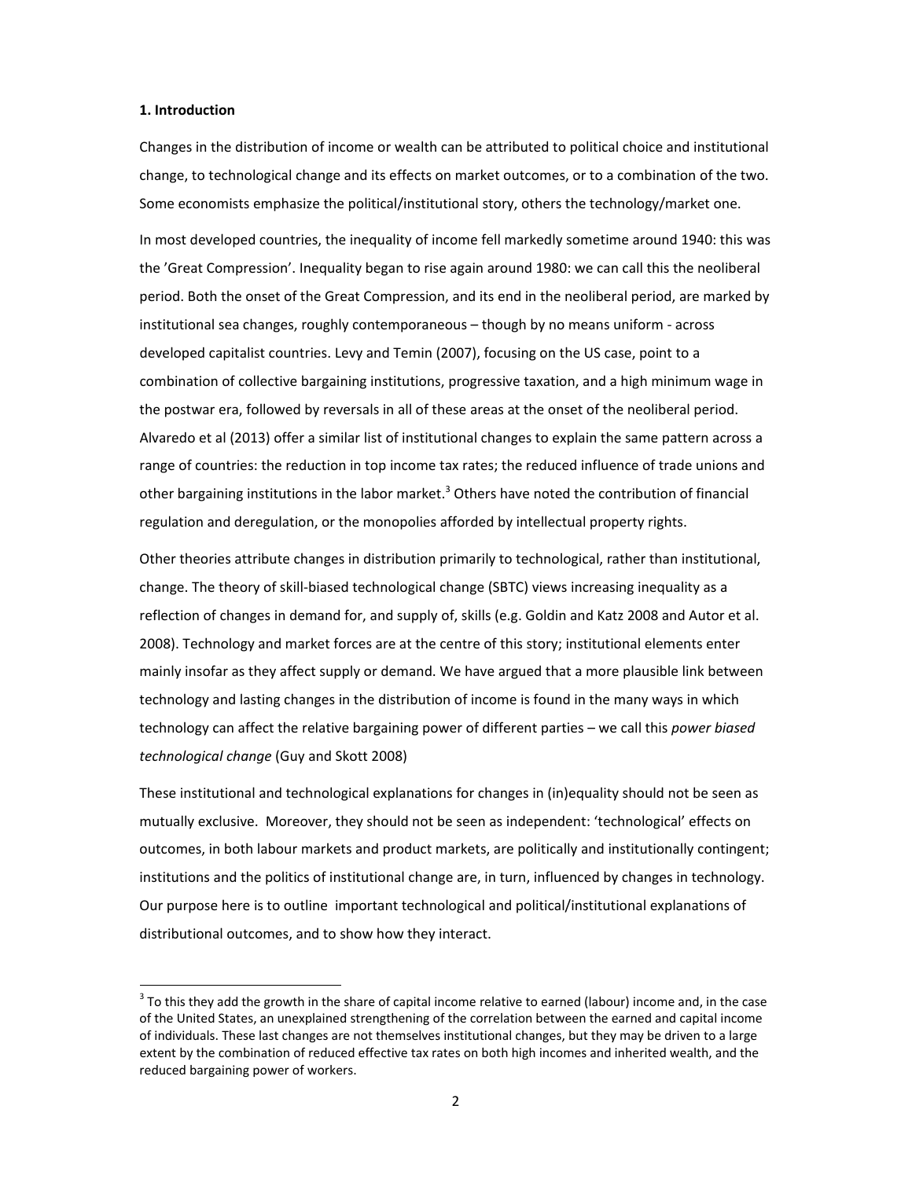## 1. Introduction

Changes in the distribution of income or wealth can be attributed to political choice and institutional change, to technological change and its effects on market outcomes, or to a combination of the two. Some economists emphasize the political/institutional story, others the technology/market one.

In most developed countries, the inequality of income fell markedly sometime around 1940: this was the 'Great Compression'. Inequality began to rise again around 1980: we can call this the neoliberal period. Both the onset of the Great Compression, and its end in the neoliberal period, are marked by institutional sea changes, roughly contemporaneous – though by no means uniform - across developed capitalist countries. Levy and Temin (2007), focusing on the US case, point to a combination of collective bargaining institutions, progressive taxation, and a high minimum wage in the postwar era, followed by reversals in all of these areas at the onset of the neoliberal period. Alvaredo et al (2013) offer a similar list of institutional changes to explain the same pattern across a range of countries: the reduction in top income tax rates; the reduced influence of trade unions and other bargaining institutions in the labor market.[3] Others have noted the contribution of financial regulation and deregulation, or the monopolies afforded by intellectual property rights.

Other theories attribute changes in distribution primarily to technological, rather than institutional, change. The theory of skill-biased technological change (SBTC) views increasing inequality as a reflection of changes in demand for, and supply of, skills (e.g. Goldin and Katz 2008 and Autor et al. 2008). Technology and market forces are at the centre of this story; institutional elements enter mainly insofar as they affect supply or demand. We have argued that a more plausible link between technology and lasting changes in the distribution of income is found in the many ways in which technology can affect the relative bargaining power of different parties – we call this *power biased technological change* (Guy and Skott 2008)

These institutional and technological explanations for changes in (in)equality should not be seen as mutually exclusive. Moreover, they should not be seen as independent: 'technological' effects on outcomes, in both labour markets and product markets, are politically and institutionally contingent; institutions and the politics of institutional change are, in turn, influenced by changes in technology. Our purpose here is to outline important technological and political/institutional explanations of distributional outcomes, and to show how they interact.

---

[3] To this they add the growth in the share of capital income relative to earned (labour) income and, in the case of the United States, an unexplained strengthening of the correlation between the earned and capital income of individuals. These last changes are not themselves institutional changes, but they may be driven to a large extent by the combination of reduced effective tax rates on both high incomes and inherited wealth, and the reduced bargaining power of workers.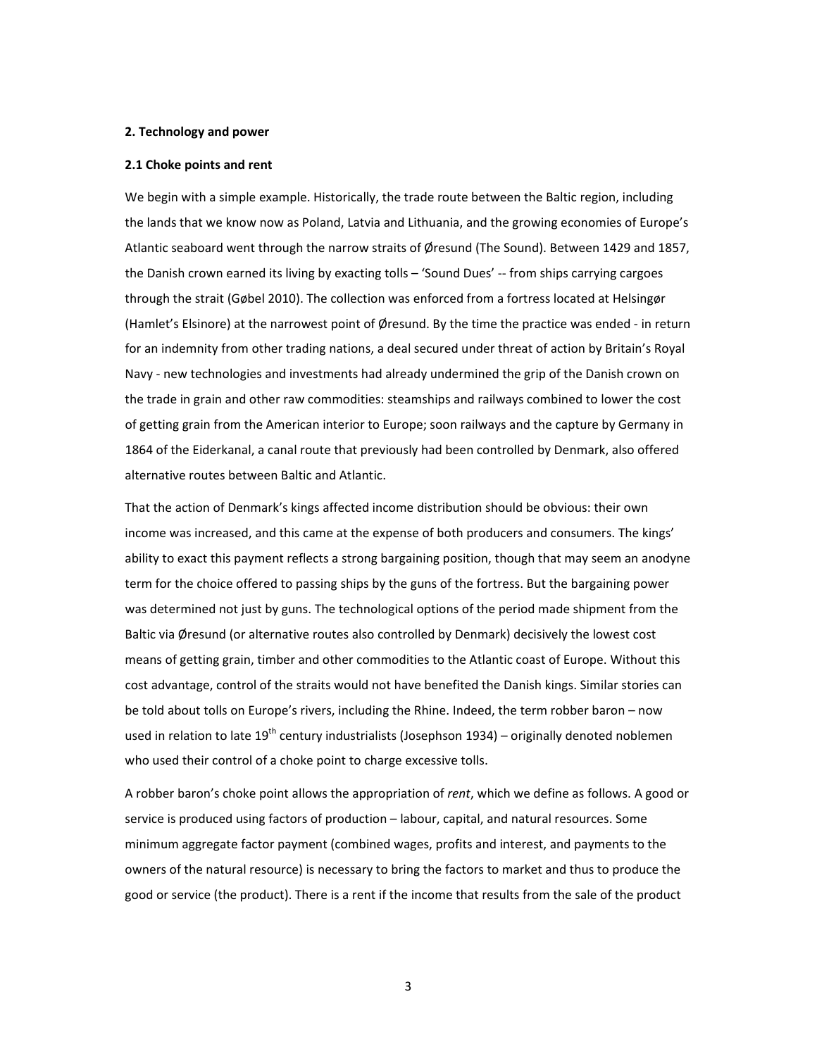## 2. Technology and power

### 2.1 Choke points and rent

We begin with a simple example. Historically, the trade route between the Baltic region, including the lands that we know now as Poland, Latvia and Lithuania, and the growing economies of Europe's Atlantic seaboard went through the narrow straits of Øresund (The Sound). Between 1429 and 1857, the Danish crown earned its living by exacting tolls – 'Sound Dues' -- from ships carrying cargoes through the strait (Gøbel 2010). The collection was enforced from a fortress located at Helsingør (Hamlet's Elsinore) at the narrowest point of Øresund. By the time the practice was ended - in return for an indemnity from other trading nations, a deal secured under threat of action by Britain's Royal Navy - new technologies and investments had already undermined the grip of the Danish crown on the trade in grain and other raw commodities: steamships and railways combined to lower the cost of getting grain from the American interior to Europe; soon railways and the capture by Germany in 1864 of the Eiderkanal, a canal route that previously had been controlled by Denmark, also offered alternative routes between Baltic and Atlantic.

That the action of Denmark's kings affected income distribution should be obvious: their own income was increased, and this came at the expense of both producers and consumers. The kings' ability to exact this payment reflects a strong bargaining position, though that may seem an anodyne term for the choice offered to passing ships by the guns of the fortress. But the bargaining power was determined not just by guns. The technological options of the period made shipment from the Baltic via Øresund (or alternative routes also controlled by Denmark) decisively the lowest cost means of getting grain, timber and other commodities to the Atlantic coast of Europe. Without this cost advantage, control of the straits would not have benefited the Danish kings. Similar stories can be told about tolls on Europe's rivers, including the Rhine. Indeed, the term robber baron – now used in relation to late 19th century industrialists (Josephson 1934) – originally denoted noblemen who used their control of a choke point to charge excessive tolls.

A robber baron's choke point allows the appropriation of *rent*, which we define as follows. A good or service is produced using factors of production – labour, capital, and natural resources. Some minimum aggregate factor payment (combined wages, profits and interest, and payments to the owners of the natural resource) is necessary to bring the factors to market and thus to produce the good or service (the product). There is a rent if the income that results from the sale of the product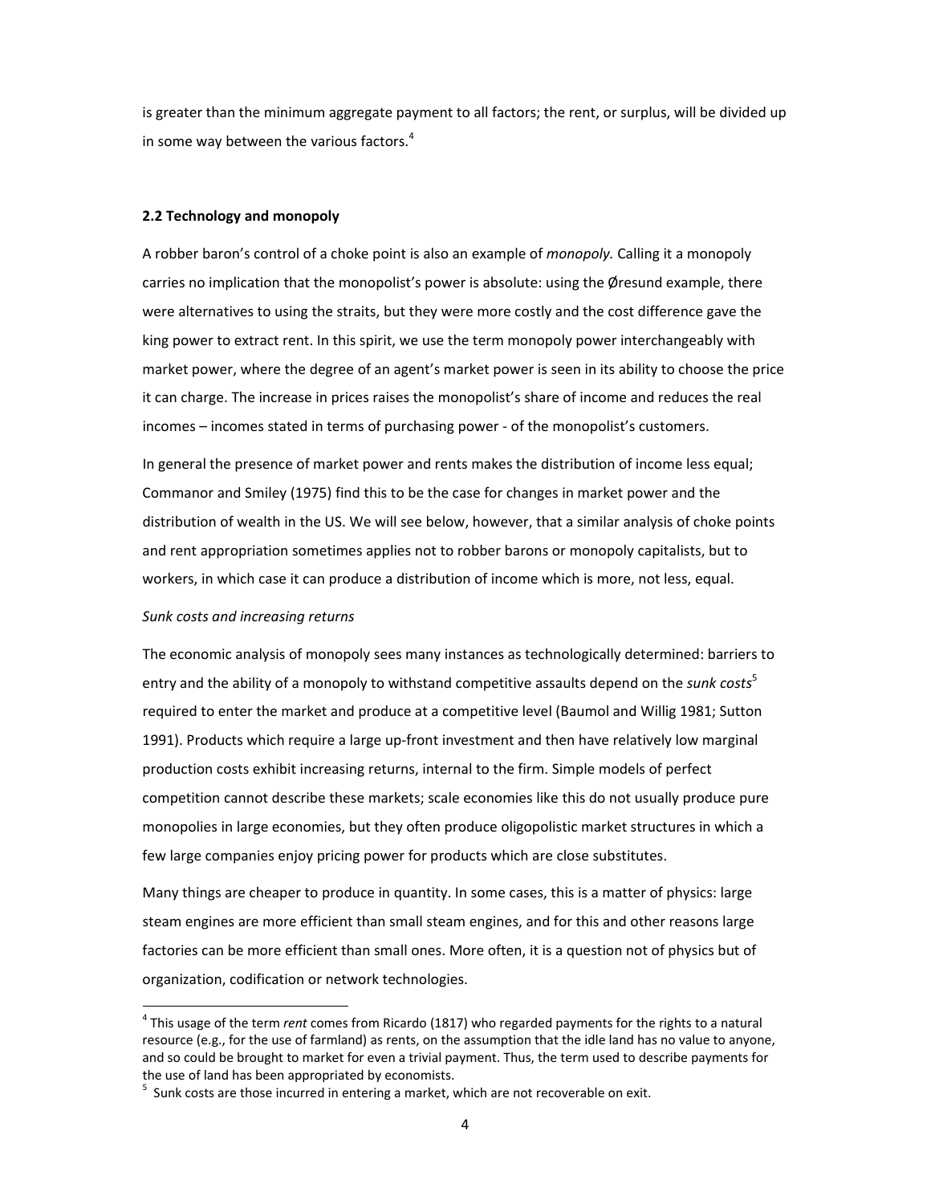is greater than the minimum aggregate payment to all factors; the rent, or surplus, will be divided up in some way between the various factors.[4]

### 2.2 Technology and monopoly

A robber baron's control of a choke point is also an example of *monopoly.* Calling it a monopoly carries no implication that the monopolist's power is absolute: using the Øresund example, there were alternatives to using the straits, but they were more costly and the cost difference gave the king power to extract rent. In this spirit, we use the term monopoly power interchangeably with market power, where the degree of an agent's market power is seen in its ability to choose the price it can charge. The increase in prices raises the monopolist's share of income and reduces the real incomes – incomes stated in terms of purchasing power - of the monopolist's customers.

In general the presence of market power and rents makes the distribution of income less equal; Commanor and Smiley (1975) find this to be the case for changes in market power and the distribution of wealth in the US. We will see below, however, that a similar analysis of choke points and rent appropriation sometimes applies not to robber barons or monopoly capitalists, but to workers, in which case it can produce a distribution of income which is more, not less, equal.

*Sunk costs and increasing returns*

The economic analysis of monopoly sees many instances as technologically determined: barriers to entry and the ability of a monopoly to withstand competitive assaults depend on the *sunk costs*[5] required to enter the market and produce at a competitive level (Baumol and Willig 1981; Sutton 1991). Products which require a large up-front investment and then have relatively low marginal production costs exhibit increasing returns, internal to the firm. Simple models of perfect competition cannot describe these markets; scale economies like this do not usually produce pure monopolies in large economies, but they often produce oligopolistic market structures in which a few large companies enjoy pricing power for products which are close substitutes.

Many things are cheaper to produce in quantity. In some cases, this is a matter of physics: large steam engines are more efficient than small steam engines, and for this and other reasons large factories can be more efficient than small ones. More often, it is a question not of physics but of organization, codification or network technologies.

---

[4] This usage of the term *rent* comes from Ricardo (1817) who regarded payments for the rights to a natural resource (e.g., for the use of farmland) as rents, on the assumption that the idle land has no value to anyone, and so could be brought to market for even a trivial payment. Thus, the term used to describe payments for the use of land has been appropriated by economists.

[5] Sunk costs are those incurred in entering a market, which are not recoverable on exit.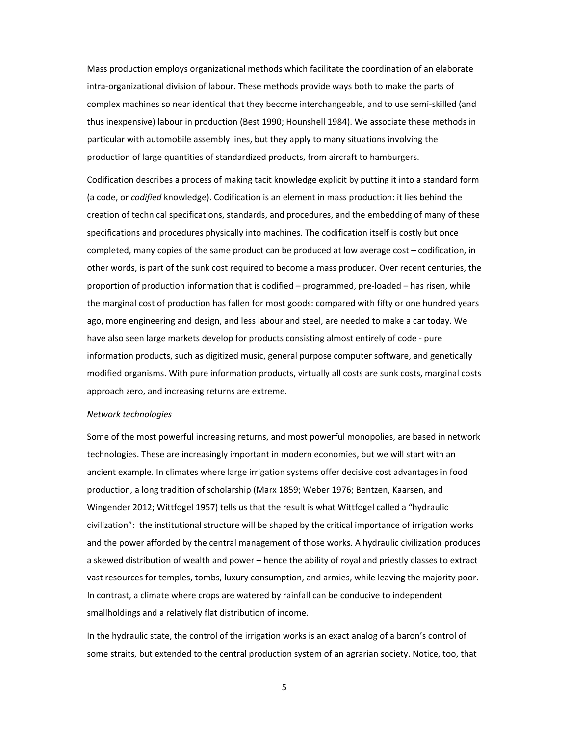Mass production employs organizational methods which facilitate the coordination of an elaborate intra-organizational division of labour. These methods provide ways both to make the parts of complex machines so near identical that they become interchangeable, and to use semi-skilled (and thus inexpensive) labour in production (Best 1990; Hounshell 1984). We associate these methods in particular with automobile assembly lines, but they apply to many situations involving the production of large quantities of standardized products, from aircraft to hamburgers.

Codification describes a process of making tacit knowledge explicit by putting it into a standard form (a code, or *codified* knowledge). Codification is an element in mass production: it lies behind the creation of technical specifications, standards, and procedures, and the embedding of many of these specifications and procedures physically into machines. The codification itself is costly but once completed, many copies of the same product can be produced at low average cost – codification, in other words, is part of the sunk cost required to become a mass producer. Over recent centuries, the proportion of production information that is codified – programmed, pre-loaded – has risen, while the marginal cost of production has fallen for most goods: compared with fifty or one hundred years ago, more engineering and design, and less labour and steel, are needed to make a car today. We have also seen large markets develop for products consisting almost entirely of code - pure information products, such as digitized music, general purpose computer software, and genetically modified organisms. With pure information products, virtually all costs are sunk costs, marginal costs approach zero, and increasing returns are extreme.

*Network technologies*

Some of the most powerful increasing returns, and most powerful monopolies, are based in network technologies. These are increasingly important in modern economies, but we will start with an ancient example. In climates where large irrigation systems offer decisive cost advantages in food production, a long tradition of scholarship (Marx 1859; Weber 1976; Bentzen, Kaarsen, and Wingender 2012; Wittfogel 1957) tells us that the result is what Wittfogel called a "hydraulic civilization": the institutional structure will be shaped by the critical importance of irrigation works and the power afforded by the central management of those works. A hydraulic civilization produces a skewed distribution of wealth and power – hence the ability of royal and priestly classes to extract vast resources for temples, tombs, luxury consumption, and armies, while leaving the majority poor. In contrast, a climate where crops are watered by rainfall can be conducive to independent smallholdings and a relatively flat distribution of income.

In the hydraulic state, the control of the irrigation works is an exact analog of a baron's control of some straits, but extended to the central production system of an agrarian society. Notice, too, that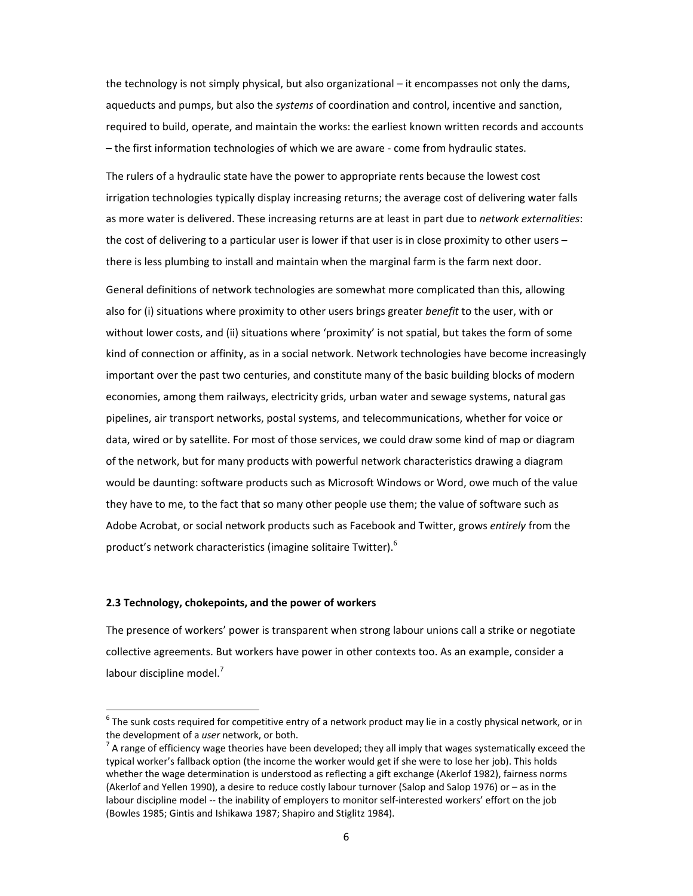the technology is not simply physical, but also organizational – it encompasses not only the dams, aqueducts and pumps, but also the *systems* of coordination and control, incentive and sanction, required to build, operate, and maintain the works: the earliest known written records and accounts – the first information technologies of which we are aware - come from hydraulic states.

The rulers of a hydraulic state have the power to appropriate rents because the lowest cost irrigation technologies typically display increasing returns; the average cost of delivering water falls as more water is delivered. These increasing returns are at least in part due to *network externalities*: the cost of delivering to a particular user is lower if that user is in close proximity to other users – there is less plumbing to install and maintain when the marginal farm is the farm next door.

General definitions of network technologies are somewhat more complicated than this, allowing also for (i) situations where proximity to other users brings greater *benefit* to the user, with or without lower costs, and (ii) situations where 'proximity' is not spatial, but takes the form of some kind of connection or affinity, as in a social network. Network technologies have become increasingly important over the past two centuries, and constitute many of the basic building blocks of modern economies, among them railways, electricity grids, urban water and sewage systems, natural gas pipelines, air transport networks, postal systems, and telecommunications, whether for voice or data, wired or by satellite. For most of those services, we could draw some kind of map or diagram of the network, but for many products with powerful network characteristics drawing a diagram would be daunting: software products such as Microsoft Windows or Word, owe much of the value they have to me, to the fact that so many other people use them; the value of software such as Adobe Acrobat, or social network products such as Facebook and Twitter, grows *entirely* from the product's network characteristics (imagine solitaire Twitter).[6]

### 2.3 Technology, chokepoints, and the power of workers

The presence of workers' power is transparent when strong labour unions call a strike or negotiate collective agreements. But workers have power in other contexts too. As an example, consider a labour discipline model.[7]

---

[6] The sunk costs required for competitive entry of a network product may lie in a costly physical network, or in the development of a *user* network, or both.

[7] A range of efficiency wage theories have been developed; they all imply that wages systematically exceed the typical worker's fallback option (the income the worker would get if she were to lose her job). This holds whether the wage determination is understood as reflecting a gift exchange (Akerlof 1982), fairness norms (Akerlof and Yellen 1990), a desire to reduce costly labour turnover (Salop and Salop 1976) or – as in the labour discipline model -- the inability of employers to monitor self-interested workers' effort on the job (Bowles 1985; Gintis and Ishikawa 1987; Shapiro and Stiglitz 1984).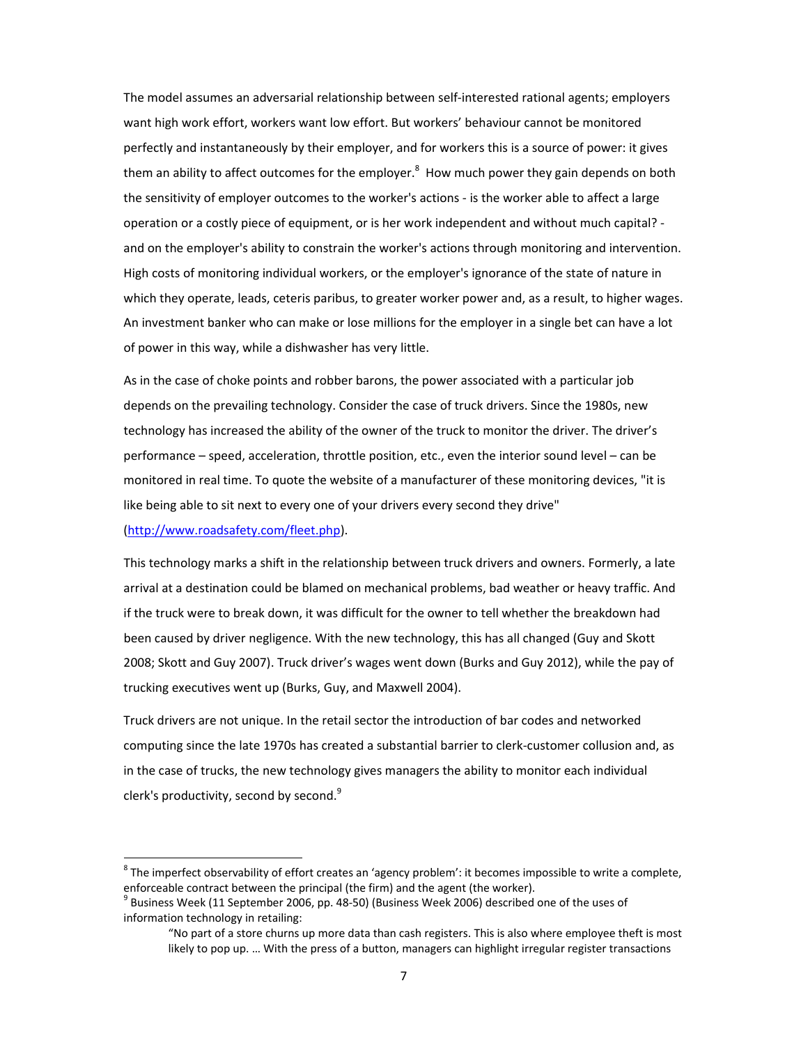The model assumes an adversarial relationship between self-interested rational agents; employers want high work effort, workers want low effort. But workers' behaviour cannot be monitored perfectly and instantaneously by their employer, and for workers this is a source of power: it gives them an ability to affect outcomes for the employer.[8] How much power they gain depends on both the sensitivity of employer outcomes to the worker's actions - is the worker able to affect a large operation or a costly piece of equipment, or is her work independent and without much capital? - and on the employer's ability to constrain the worker's actions through monitoring and intervention. High costs of monitoring individual workers, or the employer's ignorance of the state of nature in which they operate, leads, ceteris paribus, to greater worker power and, as a result, to higher wages. An investment banker who can make or lose millions for the employer in a single bet can have a lot of power in this way, while a dishwasher has very little.

As in the case of choke points and robber barons, the power associated with a particular job depends on the prevailing technology. Consider the case of truck drivers. Since the 1980s, new technology has increased the ability of the owner of the truck to monitor the driver. The driver's performance – speed, acceleration, throttle position, etc., even the interior sound level – can be monitored in real time. To quote the website of a manufacturer of these monitoring devices, "it is like being able to sit next to every one of your drivers every second they drive" (http://www.roadsafety.com/fleet.php).

This technology marks a shift in the relationship between truck drivers and owners. Formerly, a late arrival at a destination could be blamed on mechanical problems, bad weather or heavy traffic. And if the truck were to break down, it was difficult for the owner to tell whether the breakdown had been caused by driver negligence. With the new technology, this has all changed (Guy and Skott 2008; Skott and Guy 2007). Truck driver's wages went down (Burks and Guy 2012), while the pay of trucking executives went up (Burks, Guy, and Maxwell 2004).

Truck drivers are not unique. In the retail sector the introduction of bar codes and networked computing since the late 1970s has created a substantial barrier to clerk-customer collusion and, as in the case of trucks, the new technology gives managers the ability to monitor each individual clerk's productivity, second by second.[9]

---

[8] The imperfect observability of effort creates an 'agency problem': it becomes impossible to write a complete, enforceable contract between the principal (the firm) and the agent (the worker).

[9] Business Week (11 September 2006, pp. 48-50) (Business Week 2006) described one of the uses of information technology in retailing:

> "No part of a store churns up more data than cash registers. This is also where employee theft is most likely to pop up. … With the press of a button, managers can highlight irregular register transactions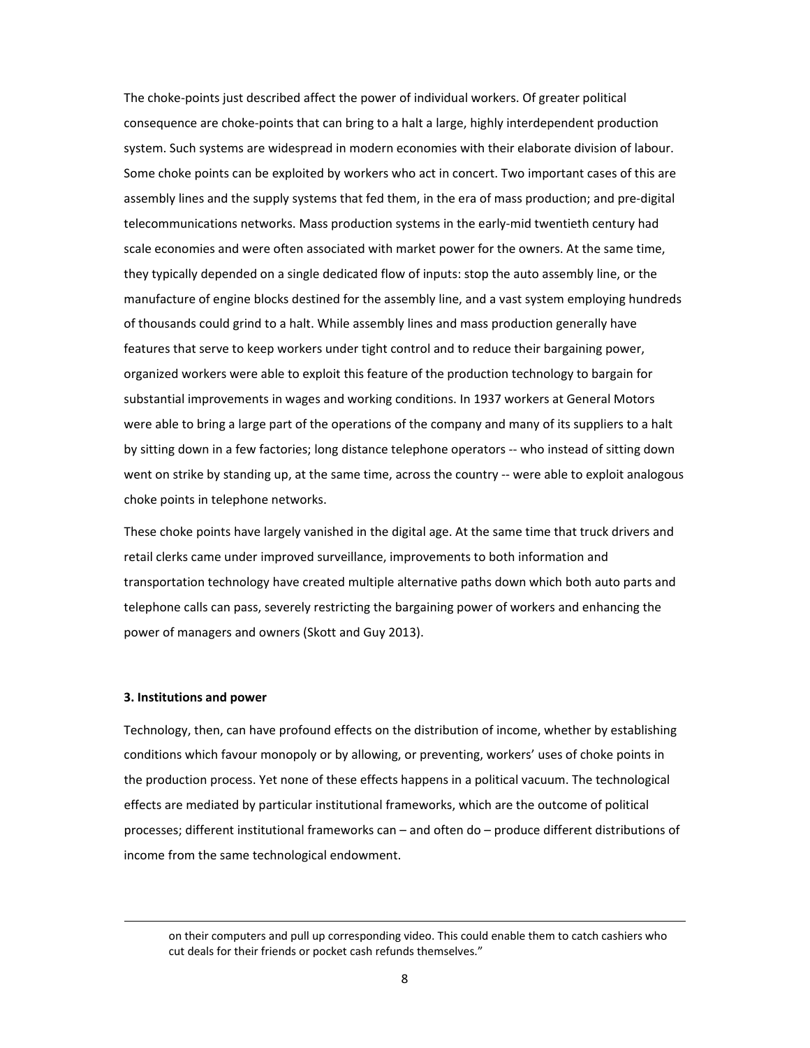The choke-points just described affect the power of individual workers. Of greater political consequence are choke-points that can bring to a halt a large, highly interdependent production system. Such systems are widespread in modern economies with their elaborate division of labour. Some choke points can be exploited by workers who act in concert. Two important cases of this are assembly lines and the supply systems that fed them, in the era of mass production; and pre-digital telecommunications networks. Mass production systems in the early-mid twentieth century had scale economies and were often associated with market power for the owners. At the same time, they typically depended on a single dedicated flow of inputs: stop the auto assembly line, or the manufacture of engine blocks destined for the assembly line, and a vast system employing hundreds of thousands could grind to a halt. While assembly lines and mass production generally have features that serve to keep workers under tight control and to reduce their bargaining power, organized workers were able to exploit this feature of the production technology to bargain for substantial improvements in wages and working conditions. In 1937 workers at General Motors were able to bring a large part of the operations of the company and many of its suppliers to a halt by sitting down in a few factories; long distance telephone operators -- who instead of sitting down went on strike by standing up, at the same time, across the country -- were able to exploit analogous choke points in telephone networks.

These choke points have largely vanished in the digital age. At the same time that truck drivers and retail clerks came under improved surveillance, improvements to both information and transportation technology have created multiple alternative paths down which both auto parts and telephone calls can pass, severely restricting the bargaining power of workers and enhancing the power of managers and owners (Skott and Guy 2013).

### 3. Institutions and power

Technology, then, can have profound effects on the distribution of income, whether by establishing conditions which favour monopoly or by allowing, or preventing, workers' uses of choke points in the production process. Yet none of these effects happens in a political vacuum. The technological effects are mediated by particular institutional frameworks, which are the outcome of political processes; different institutional frameworks can – and often do – produce different distributions of income from the same technological endowment.

on their computers and pull up corresponding video. This could enable them to catch cashiers who cut deals for their friends or pocket cash refunds themselves."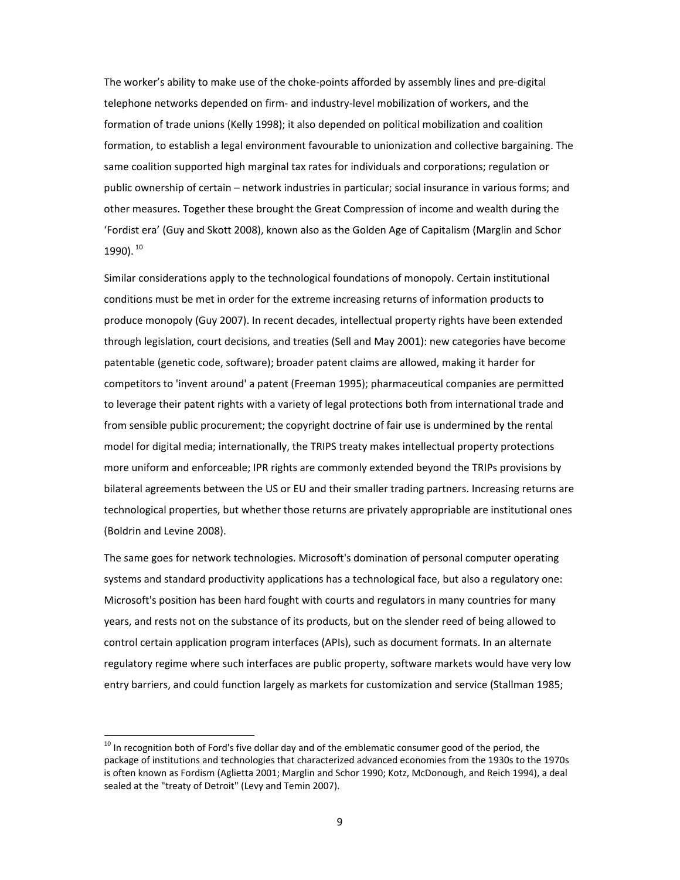The worker's ability to make use of the choke-points afforded by assembly lines and pre-digital telephone networks depended on firm- and industry-level mobilization of workers, and the formation of trade unions (Kelly 1998); it also depended on political mobilization and coalition formation, to establish a legal environment favourable to unionization and collective bargaining. The same coalition supported high marginal tax rates for individuals and corporations; regulation or public ownership of certain – network industries in particular; social insurance in various forms; and other measures. Together these brought the Great Compression of income and wealth during the 'Fordist era' (Guy and Skott 2008), known also as the Golden Age of Capitalism (Marglin and Schor 1990). [10]

Similar considerations apply to the technological foundations of monopoly. Certain institutional conditions must be met in order for the extreme increasing returns of information products to produce monopoly (Guy 2007). In recent decades, intellectual property rights have been extended through legislation, court decisions, and treaties (Sell and May 2001): new categories have become patentable (genetic code, software); broader patent claims are allowed, making it harder for competitors to 'invent around' a patent (Freeman 1995); pharmaceutical companies are permitted to leverage their patent rights with a variety of legal protections both from international trade and from sensible public procurement; the copyright doctrine of fair use is undermined by the rental model for digital media; internationally, the TRIPS treaty makes intellectual property protections more uniform and enforceable; IPR rights are commonly extended beyond the TRIPs provisions by bilateral agreements between the US or EU and their smaller trading partners. Increasing returns are technological properties, but whether those returns are privately appropriable are institutional ones (Boldrin and Levine 2008).

The same goes for network technologies. Microsoft's domination of personal computer operating systems and standard productivity applications has a technological face, but also a regulatory one: Microsoft's position has been hard fought with courts and regulators in many countries for many years, and rests not on the substance of its products, but on the slender reed of being allowed to control certain application program interfaces (APIs), such as document formats. In an alternate regulatory regime where such interfaces are public property, software markets would have very low entry barriers, and could function largely as markets for customization and service (Stallman 1985;

[10] In recognition both of Ford's five dollar day and of the emblematic consumer good of the period, the package of institutions and technologies that characterized advanced economies from the 1930s to the 1970s is often known as Fordism (Aglietta 2001; Marglin and Schor 1990; Kotz, McDonough, and Reich 1994), a deal sealed at the "treaty of Detroit" (Levy and Temin 2007).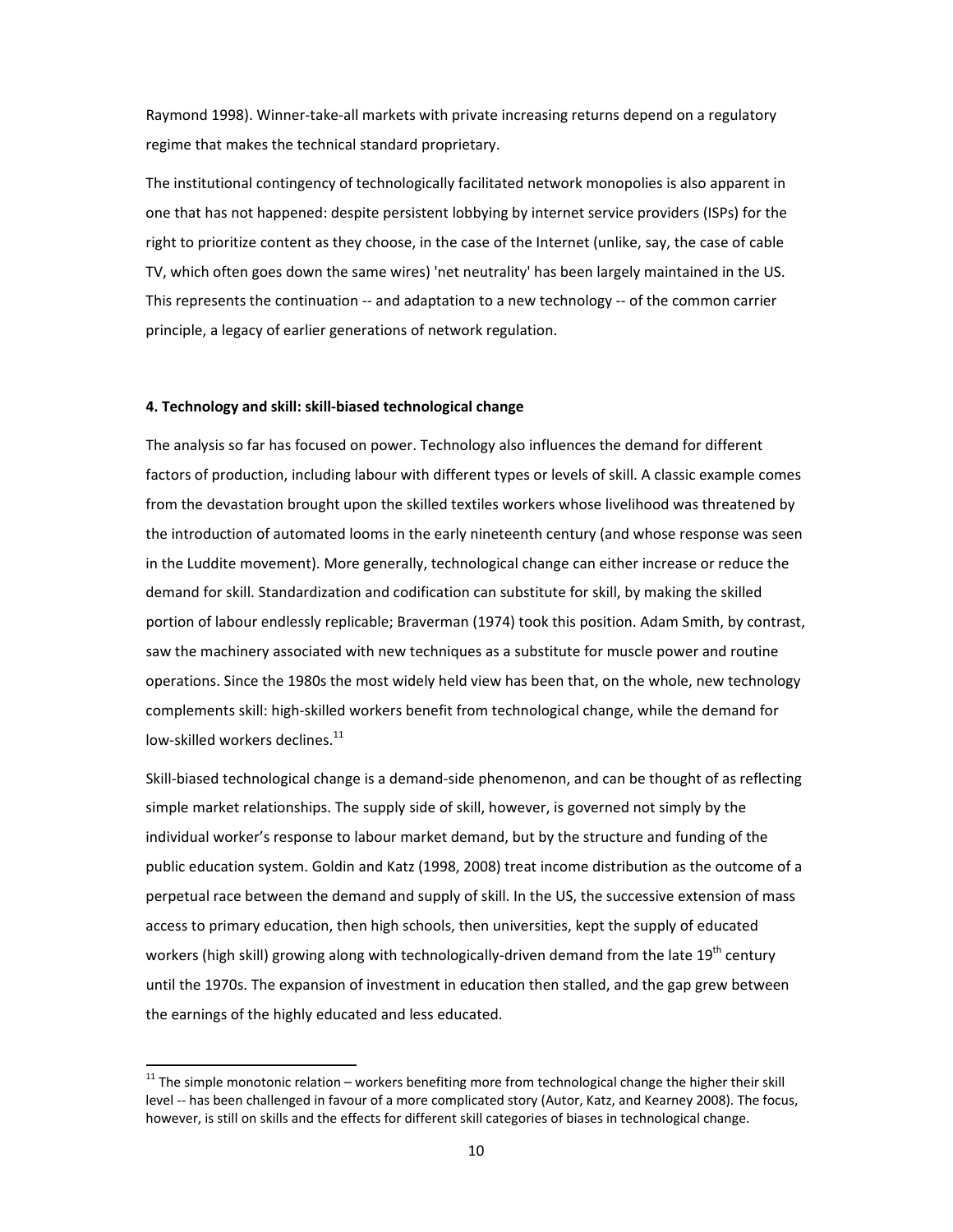Raymond 1998). Winner-take-all markets with private increasing returns depend on a regulatory regime that makes the technical standard proprietary.

The institutional contingency of technologically facilitated network monopolies is also apparent in one that has not happened: despite persistent lobbying by internet service providers (ISPs) for the right to prioritize content as they choose, in the case of the Internet (unlike, say, the case of cable TV, which often goes down the same wires) 'net neutrality' has been largely maintained in the US. This represents the continuation -- and adaptation to a new technology -- of the common carrier principle, a legacy of earlier generations of network regulation.

#### 4. Technology and skill: skill-biased technological change

The analysis so far has focused on power. Technology also influences the demand for different factors of production, including labour with different types or levels of skill. A classic example comes from the devastation brought upon the skilled textiles workers whose livelihood was threatened by the introduction of automated looms in the early nineteenth century (and whose response was seen in the Luddite movement). More generally, technological change can either increase or reduce the demand for skill. Standardization and codification can substitute for skill, by making the skilled portion of labour endlessly replicable; Braverman (1974) took this position. Adam Smith, by contrast, saw the machinery associated with new techniques as a substitute for muscle power and routine operations. Since the 1980s the most widely held view has been that, on the whole, new technology complements skill: high-skilled workers benefit from technological change, while the demand for low-skilled workers declines.[11]

Skill-biased technological change is a demand-side phenomenon, and can be thought of as reflecting simple market relationships. The supply side of skill, however, is governed not simply by the individual worker's response to labour market demand, but by the structure and funding of the public education system. Goldin and Katz (1998, 2008) treat income distribution as the outcome of a perpetual race between the demand and supply of skill. In the US, the successive extension of mass access to primary education, then high schools, then universities, kept the supply of educated workers (high skill) growing along with technologically-driven demand from the late 19th century until the 1970s. The expansion of investment in education then stalled, and the gap grew between the earnings of the highly educated and less educated.

[11] The simple monotonic relation – workers benefiting more from technological change the higher their skill level -- has been challenged in favour of a more complicated story (Autor, Katz, and Kearney 2008). The focus, however, is still on skills and the effects for different skill categories of biases in technological change.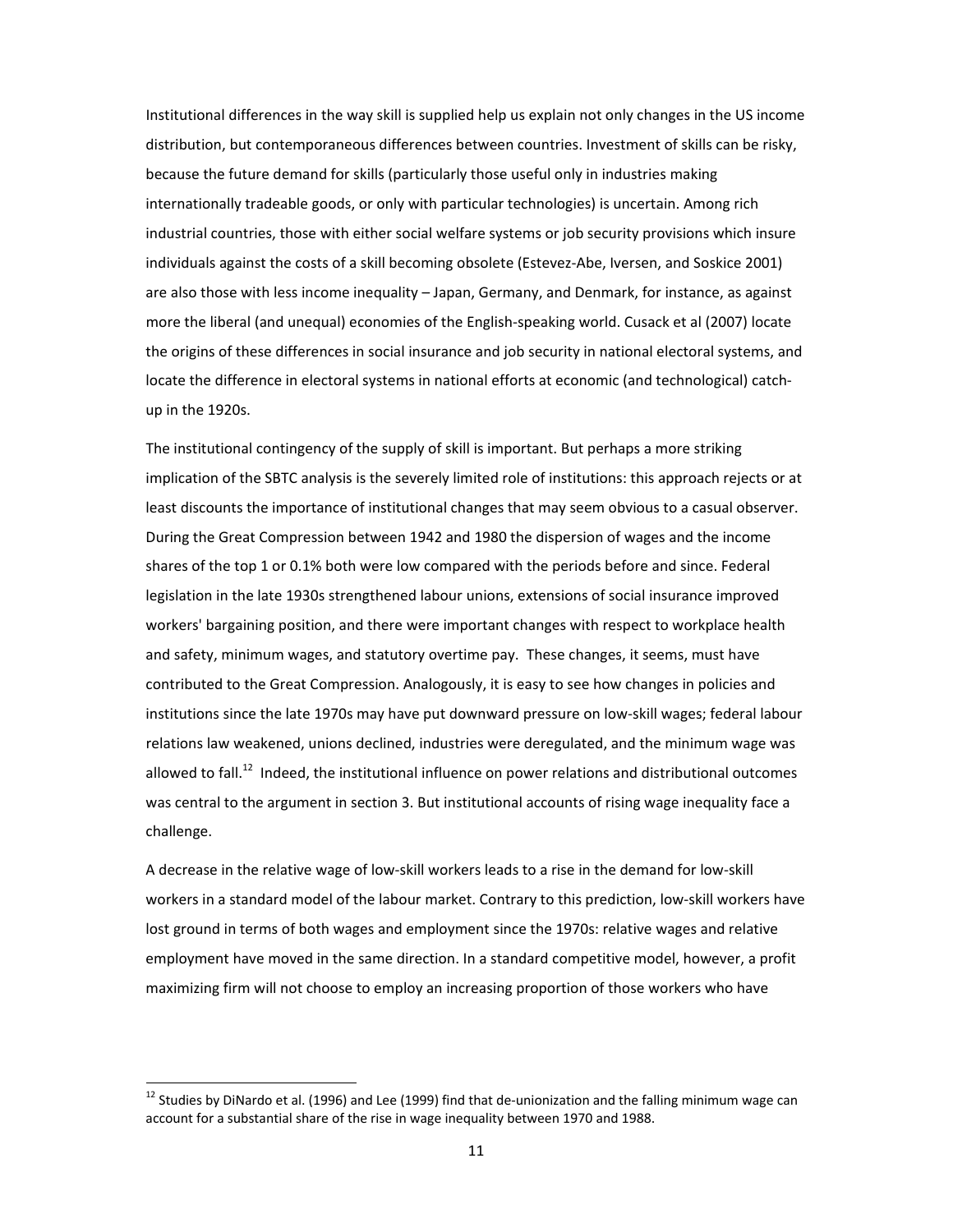Institutional differences in the way skill is supplied help us explain not only changes in the US income distribution, but contemporaneous differences between countries. Investment of skills can be risky, because the future demand for skills (particularly those useful only in industries making internationally tradeable goods, or only with particular technologies) is uncertain. Among rich industrial countries, those with either social welfare systems or job security provisions which insure individuals against the costs of a skill becoming obsolete (Estevez-Abe, Iversen, and Soskice 2001) are also those with less income inequality – Japan, Germany, and Denmark, for instance, as against more the liberal (and unequal) economies of the English-speaking world. Cusack et al (2007) locate the origins of these differences in social insurance and job security in national electoral systems, and locate the difference in electoral systems in national efforts at economic (and technological) catch-up in the 1920s.

The institutional contingency of the supply of skill is important. But perhaps a more striking implication of the SBTC analysis is the severely limited role of institutions: this approach rejects or at least discounts the importance of institutional changes that may seem obvious to a casual observer. During the Great Compression between 1942 and 1980 the dispersion of wages and the income shares of the top 1 or 0.1% both were low compared with the periods before and since. Federal legislation in the late 1930s strengthened labour unions, extensions of social insurance improved workers' bargaining position, and there were important changes with respect to workplace health and safety, minimum wages, and statutory overtime pay. These changes, it seems, must have contributed to the Great Compression. Analogously, it is easy to see how changes in policies and institutions since the late 1970s may have put downward pressure on low-skill wages; federal labour relations law weakened, unions declined, industries were deregulated, and the minimum wage was allowed to fall.[12] Indeed, the institutional influence on power relations and distributional outcomes was central to the argument in section 3. But institutional accounts of rising wage inequality face a challenge.

A decrease in the relative wage of low-skill workers leads to a rise in the demand for low-skill workers in a standard model of the labour market. Contrary to this prediction, low-skill workers have lost ground in terms of both wages and employment since the 1970s: relative wages and relative employment have moved in the same direction. In a standard competitive model, however, a profit maximizing firm will not choose to employ an increasing proportion of those workers who have

[12] Studies by DiNardo et al. (1996) and Lee (1999) find that de-unionization and the falling minimum wage can account for a substantial share of the rise in wage inequality between 1970 and 1988.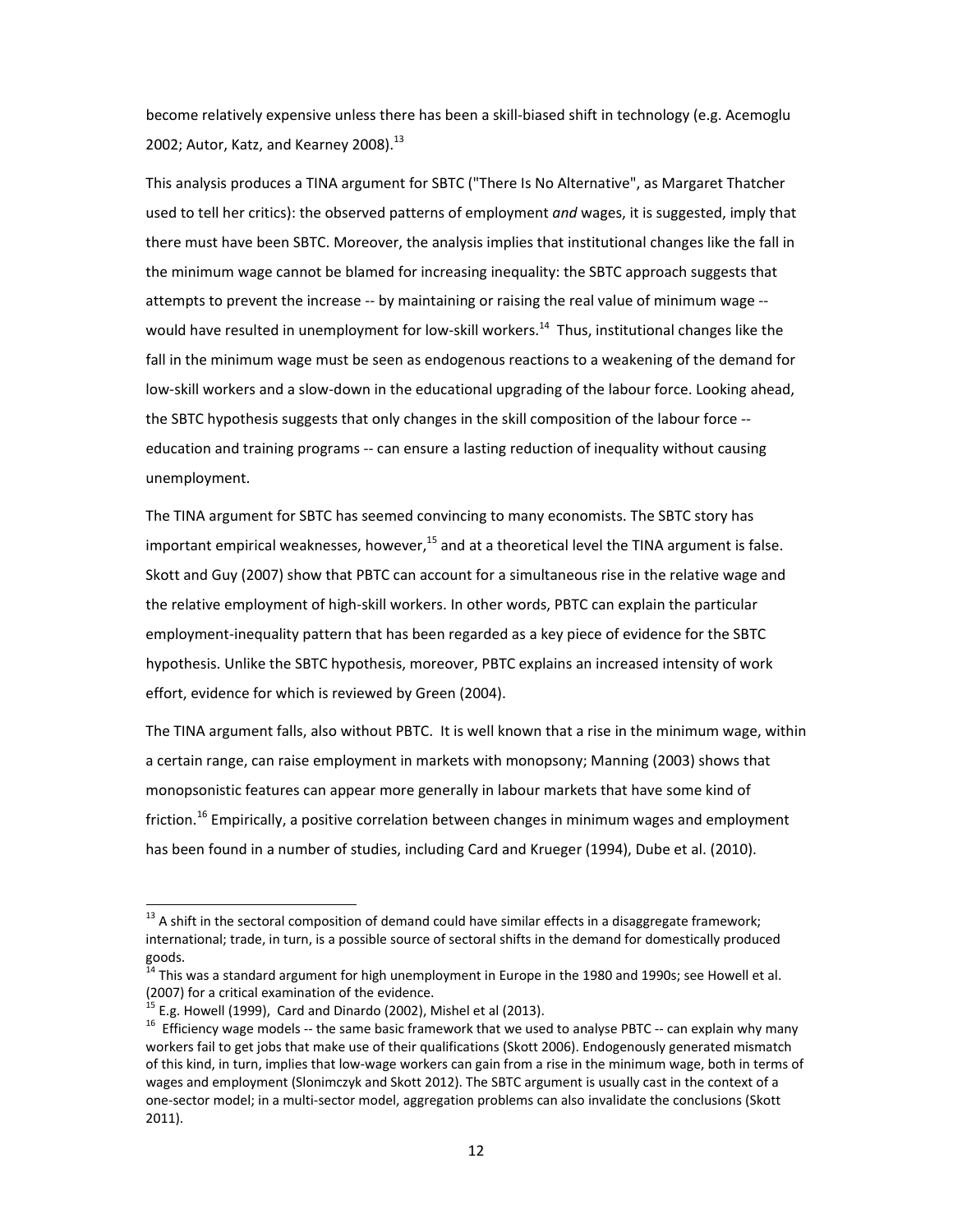become relatively expensive unless there has been a skill-biased shift in technology (e.g. Acemoglu 2002; Autor, Katz, and Kearney 2008).[13]

This analysis produces a TINA argument for SBTC ("There Is No Alternative", as Margaret Thatcher used to tell her critics): the observed patterns of employment *and* wages, it is suggested, imply that there must have been SBTC. Moreover, the analysis implies that institutional changes like the fall in the minimum wage cannot be blamed for increasing inequality: the SBTC approach suggests that attempts to prevent the increase -- by maintaining or raising the real value of minimum wage -- would have resulted in unemployment for low-skill workers.[14] Thus, institutional changes like the fall in the minimum wage must be seen as endogenous reactions to a weakening of the demand for low-skill workers and a slow-down in the educational upgrading of the labour force. Looking ahead, the SBTC hypothesis suggests that only changes in the skill composition of the labour force -- education and training programs -- can ensure a lasting reduction of inequality without causing unemployment.

The TINA argument for SBTC has seemed convincing to many economists. The SBTC story has important empirical weaknesses, however,[15] and at a theoretical level the TINA argument is false. Skott and Guy (2007) show that PBTC can account for a simultaneous rise in the relative wage and the relative employment of high-skill workers. In other words, PBTC can explain the particular employment-inequality pattern that has been regarded as a key piece of evidence for the SBTC hypothesis. Unlike the SBTC hypothesis, moreover, PBTC explains an increased intensity of work effort, evidence for which is reviewed by Green (2004).

The TINA argument falls, also without PBTC. It is well known that a rise in the minimum wage, within a certain range, can raise employment in markets with monopsony; Manning (2003) shows that monopsonistic features can appear more generally in labour markets that have some kind of friction.[16] Empirically, a positive correlation between changes in minimum wages and employment has been found in a number of studies, including Card and Krueger (1994), Dube et al. (2010).

---

[13] A shift in the sectoral composition of demand could have similar effects in a disaggregate framework; international; trade, in turn, is a possible source of sectoral shifts in the demand for domestically produced goods.

[14] This was a standard argument for high unemployment in Europe in the 1980 and 1990s; see Howell et al. (2007) for a critical examination of the evidence.

[15] E.g. Howell (1999), Card and Dinardo (2002), Mishel et al (2013).

[16] Efficiency wage models -- the same basic framework that we used to analyse PBTC -- can explain why many workers fail to get jobs that make use of their qualifications (Skott 2006). Endogenously generated mismatch of this kind, in turn, implies that low-wage workers can gain from a rise in the minimum wage, both in terms of wages and employment (Slonimczyk and Skott 2012). The SBTC argument is usually cast in the context of a one-sector model; in a multi-sector model, aggregation problems can also invalidate the conclusions (Skott 2011).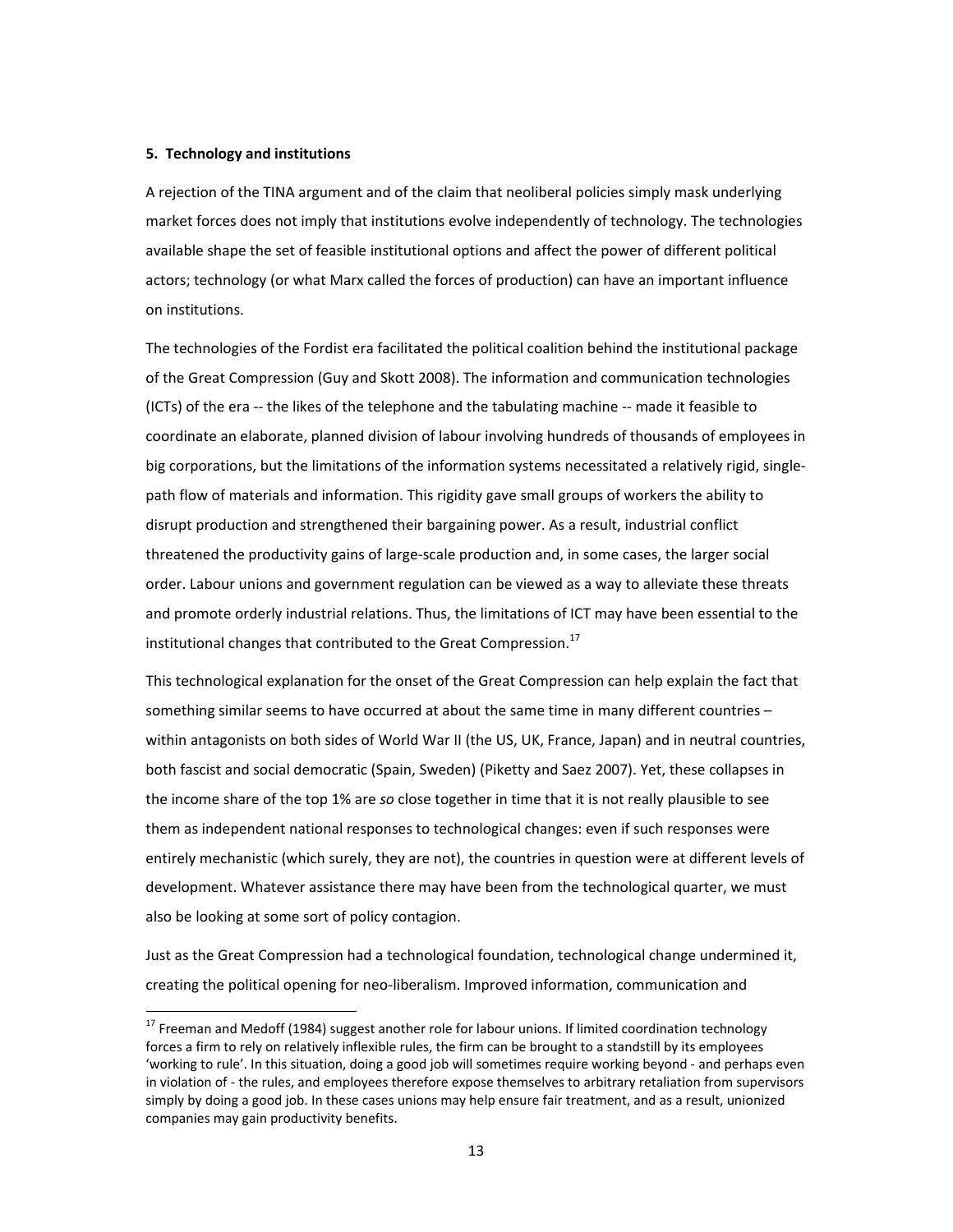### 5. Technology and institutions

A rejection of the TINA argument and of the claim that neoliberal policies simply mask underlying market forces does not imply that institutions evolve independently of technology. The technologies available shape the set of feasible institutional options and affect the power of different political actors; technology (or what Marx called the forces of production) can have an important influence on institutions.

The technologies of the Fordist era facilitated the political coalition behind the institutional package of the Great Compression (Guy and Skott 2008). The information and communication technologies (ICTs) of the era -- the likes of the telephone and the tabulating machine -- made it feasible to coordinate an elaborate, planned division of labour involving hundreds of thousands of employees in big corporations, but the limitations of the information systems necessitated a relatively rigid, single-path flow of materials and information. This rigidity gave small groups of workers the ability to disrupt production and strengthened their bargaining power. As a result, industrial conflict threatened the productivity gains of large-scale production and, in some cases, the larger social order. Labour unions and government regulation can be viewed as a way to alleviate these threats and promote orderly industrial relations. Thus, the limitations of ICT may have been essential to the institutional changes that contributed to the Great Compression.[17]

This technological explanation for the onset of the Great Compression can help explain the fact that something similar seems to have occurred at about the same time in many different countries – within antagonists on both sides of World War II (the US, UK, France, Japan) and in neutral countries, both fascist and social democratic (Spain, Sweden) (Piketty and Saez 2007). Yet, these collapses in the income share of the top 1% are *so* close together in time that it is not really plausible to see them as independent national responses to technological changes: even if such responses were entirely mechanistic (which surely, they are not), the countries in question were at different levels of development. Whatever assistance there may have been from the technological quarter, we must also be looking at some sort of policy contagion.

Just as the Great Compression had a technological foundation, technological change undermined it, creating the political opening for neo-liberalism. Improved information, communication and

[17] Freeman and Medoff (1984) suggest another role for labour unions. If limited coordination technology forces a firm to rely on relatively inflexible rules, the firm can be brought to a standstill by its employees 'working to rule'. In this situation, doing a good job will sometimes require working beyond - and perhaps even in violation of - the rules, and employees therefore expose themselves to arbitrary retaliation from supervisors simply by doing a good job. In these cases unions may help ensure fair treatment, and as a result, unionized companies may gain productivity benefits.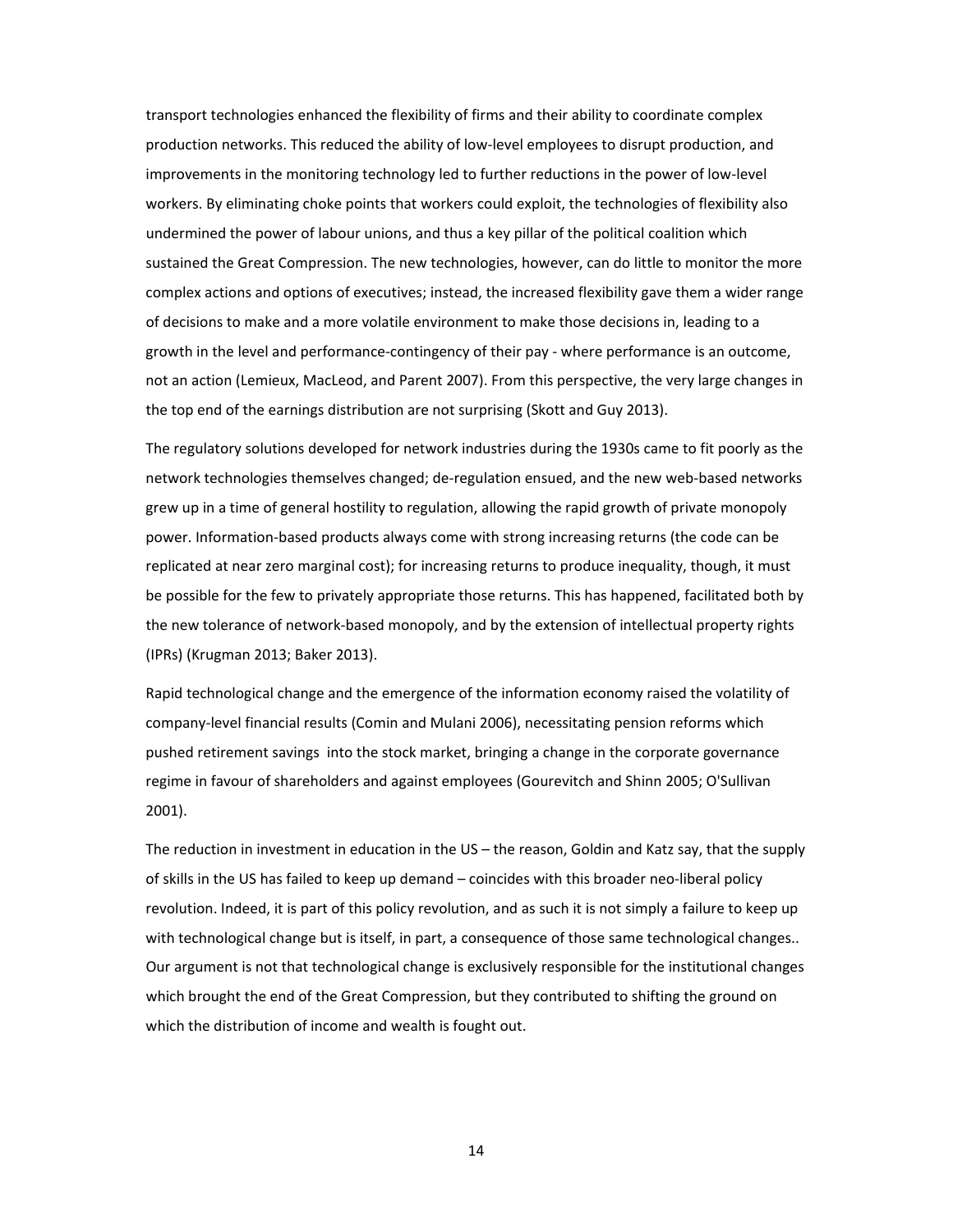transport technologies enhanced the flexibility of firms and their ability to coordinate complex production networks. This reduced the ability of low-level employees to disrupt production, and improvements in the monitoring technology led to further reductions in the power of low-level workers. By eliminating choke points that workers could exploit, the technologies of flexibility also undermined the power of labour unions, and thus a key pillar of the political coalition which sustained the Great Compression. The new technologies, however, can do little to monitor the more complex actions and options of executives; instead, the increased flexibility gave them a wider range of decisions to make and a more volatile environment to make those decisions in, leading to a growth in the level and performance-contingency of their pay - where performance is an outcome, not an action (Lemieux, MacLeod, and Parent 2007). From this perspective, the very large changes in the top end of the earnings distribution are not surprising (Skott and Guy 2013).

The regulatory solutions developed for network industries during the 1930s came to fit poorly as the network technologies themselves changed; de-regulation ensued, and the new web-based networks grew up in a time of general hostility to regulation, allowing the rapid growth of private monopoly power. Information-based products always come with strong increasing returns (the code can be replicated at near zero marginal cost); for increasing returns to produce inequality, though, it must be possible for the few to privately appropriate those returns. This has happened, facilitated both by the new tolerance of network-based monopoly, and by the extension of intellectual property rights (IPRs) (Krugman 2013; Baker 2013).

Rapid technological change and the emergence of the information economy raised the volatility of company-level financial results (Comin and Mulani 2006), necessitating pension reforms which pushed retirement savings into the stock market, bringing a change in the corporate governance regime in favour of shareholders and against employees (Gourevitch and Shinn 2005; O'Sullivan 2001).

The reduction in investment in education in the US – the reason, Goldin and Katz say, that the supply of skills in the US has failed to keep up demand – coincides with this broader neo-liberal policy revolution. Indeed, it is part of this policy revolution, and as such it is not simply a failure to keep up with technological change but is itself, in part, a consequence of those same technological changes.. Our argument is not that technological change is exclusively responsible for the institutional changes which brought the end of the Great Compression, but they contributed to shifting the ground on which the distribution of income and wealth is fought out.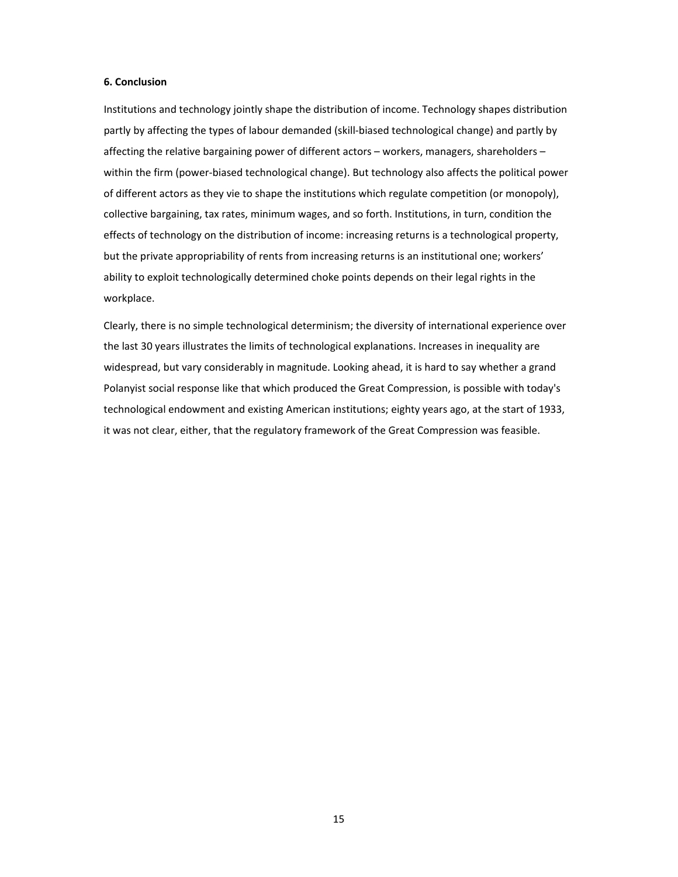## 6. Conclusion

Institutions and technology jointly shape the distribution of income. Technology shapes distribution partly by affecting the types of labour demanded (skill-biased technological change) and partly by affecting the relative bargaining power of different actors – workers, managers, shareholders – within the firm (power-biased technological change). But technology also affects the political power of different actors as they vie to shape the institutions which regulate competition (or monopoly), collective bargaining, tax rates, minimum wages, and so forth. Institutions, in turn, condition the effects of technology on the distribution of income: increasing returns is a technological property, but the private appropriability of rents from increasing returns is an institutional one; workers' ability to exploit technologically determined choke points depends on their legal rights in the workplace.

Clearly, there is no simple technological determinism; the diversity of international experience over the last 30 years illustrates the limits of technological explanations. Increases in inequality are widespread, but vary considerably in magnitude. Looking ahead, it is hard to say whether a grand Polanyist social response like that which produced the Great Compression, is possible with today's technological endowment and existing American institutions; eighty years ago, at the start of 1933, it was not clear, either, that the regulatory framework of the Great Compression was feasible.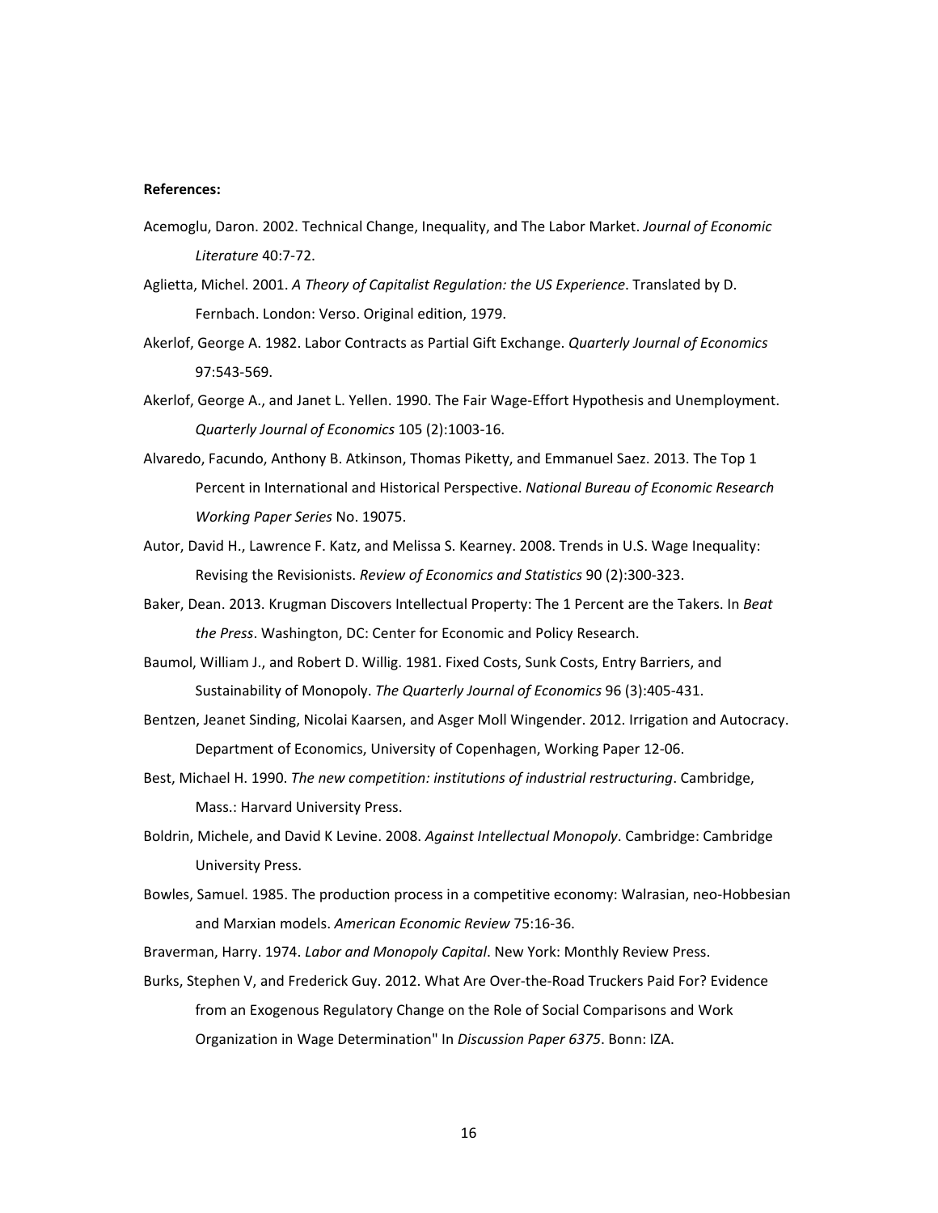**References:**

Acemoglu, Daron. 2002. Technical Change, Inequality, and The Labor Market. *Journal of Economic Literature* 40:7-72.

Aglietta, Michel. 2001. *A Theory of Capitalist Regulation: the US Experience*. Translated by D. Fernbach. London: Verso. Original edition, 1979.

Akerlof, George A. 1982. Labor Contracts as Partial Gift Exchange. *Quarterly Journal of Economics* 97:543-569.

Akerlof, George A., and Janet L. Yellen. 1990. The Fair Wage-Effort Hypothesis and Unemployment. *Quarterly Journal of Economics* 105 (2):1003-16.

Alvaredo, Facundo, Anthony B. Atkinson, Thomas Piketty, and Emmanuel Saez. 2013. The Top 1 Percent in International and Historical Perspective. *National Bureau of Economic Research Working Paper Series* No. 19075.

Autor, David H., Lawrence F. Katz, and Melissa S. Kearney. 2008. Trends in U.S. Wage Inequality: Revising the Revisionists. *Review of Economics and Statistics* 90 (2):300-323.

Baker, Dean. 2013. Krugman Discovers Intellectual Property: The 1 Percent are the Takers. In *Beat the Press*. Washington, DC: Center for Economic and Policy Research.

Baumol, William J., and Robert D. Willig. 1981. Fixed Costs, Sunk Costs, Entry Barriers, and Sustainability of Monopoly. *The Quarterly Journal of Economics* 96 (3):405-431.

Bentzen, Jeanet Sinding, Nicolai Kaarsen, and Asger Moll Wingender. 2012. Irrigation and Autocracy. Department of Economics, University of Copenhagen, Working Paper 12-06.

Best, Michael H. 1990. *The new competition: institutions of industrial restructuring*. Cambridge, Mass.: Harvard University Press.

Boldrin, Michele, and David K Levine. 2008. *Against Intellectual Monopoly*. Cambridge: Cambridge University Press.

Bowles, Samuel. 1985. The production process in a competitive economy: Walrasian, neo-Hobbesian and Marxian models. *American Economic Review* 75:16-36.

Braverman, Harry. 1974. *Labor and Monopoly Capital*. New York: Monthly Review Press.

Burks, Stephen V, and Frederick Guy. 2012. What Are Over-the-Road Truckers Paid For? Evidence from an Exogenous Regulatory Change on the Role of Social Comparisons and Work Organization in Wage Determination" In *Discussion Paper 6375*. Bonn: IZA.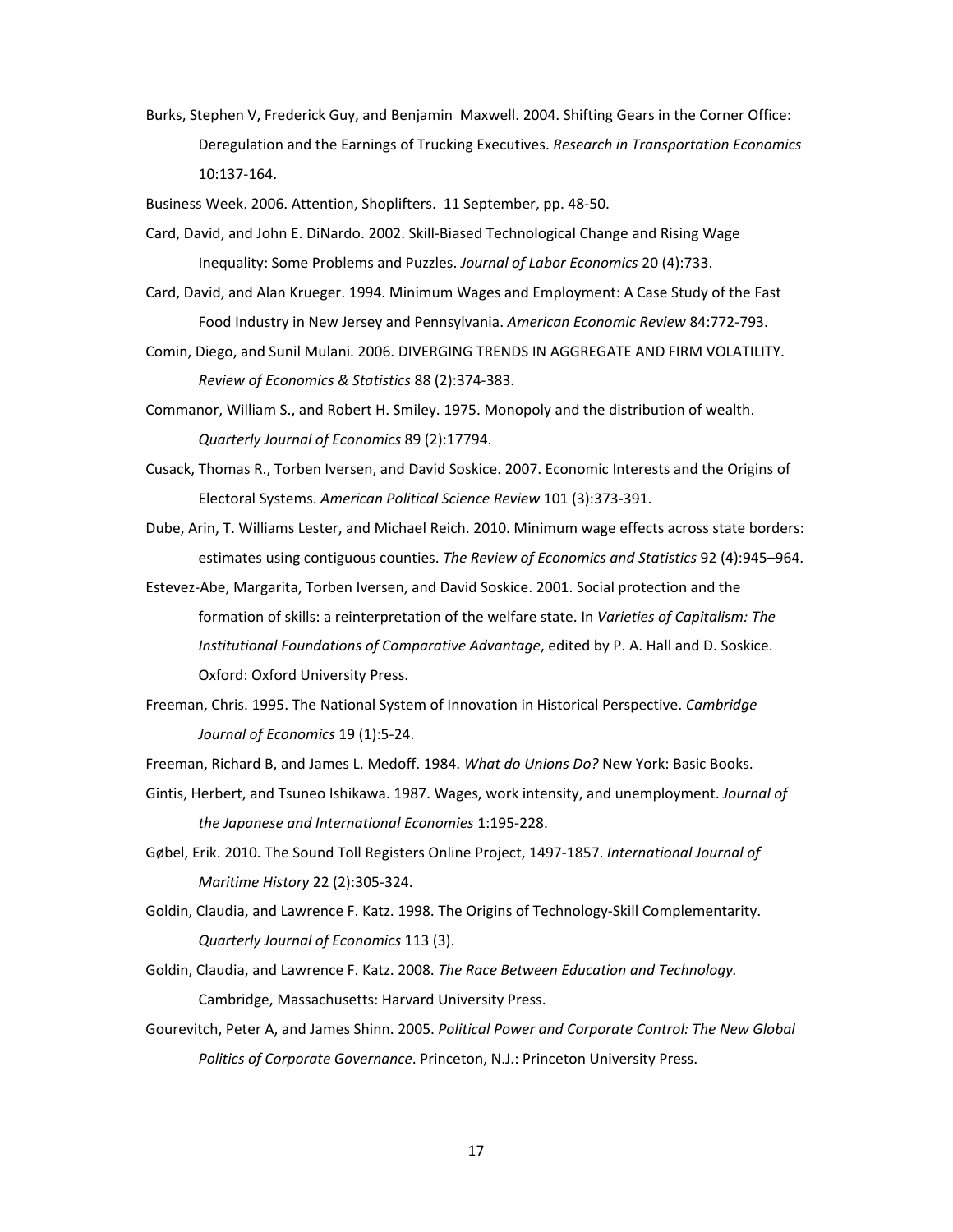Burks, Stephen V, Frederick Guy, and Benjamin Maxwell. 2004. Shifting Gears in the Corner Office: Deregulation and the Earnings of Trucking Executives. *Research in Transportation Economics* 10:137-164.

Business Week. 2006. Attention, Shoplifters. 11 September, pp. 48-50.

Card, David, and John E. DiNardo. 2002. Skill-Biased Technological Change and Rising Wage Inequality: Some Problems and Puzzles. *Journal of Labor Economics* 20 (4):733.

Card, David, and Alan Krueger. 1994. Minimum Wages and Employment: A Case Study of the Fast Food Industry in New Jersey and Pennsylvania. *American Economic Review* 84:772-793.

Comin, Diego, and Sunil Mulani. 2006. DIVERGING TRENDS IN AGGREGATE AND FIRM VOLATILITY. *Review of Economics & Statistics* 88 (2):374-383.

Commanor, William S., and Robert H. Smiley. 1975. Monopoly and the distribution of wealth. *Quarterly Journal of Economics* 89 (2):17794.

Cusack, Thomas R., Torben Iversen, and David Soskice. 2007. Economic Interests and the Origins of Electoral Systems. *American Political Science Review* 101 (3):373-391.

Dube, Arin, T. Williams Lester, and Michael Reich. 2010. Minimum wage effects across state borders: estimates using contiguous counties. *The Review of Economics and Statistics* 92 (4):945–964.

Estevez-Abe, Margarita, Torben Iversen, and David Soskice. 2001. Social protection and the formation of skills: a reinterpretation of the welfare state. In *Varieties of Capitalism: The Institutional Foundations of Comparative Advantage*, edited by P. A. Hall and D. Soskice. Oxford: Oxford University Press.

Freeman, Chris. 1995. The National System of Innovation in Historical Perspective. *Cambridge Journal of Economics* 19 (1):5-24.

Freeman, Richard B, and James L. Medoff. 1984. *What do Unions Do?* New York: Basic Books.

Gintis, Herbert, and Tsuneo Ishikawa. 1987. Wages, work intensity, and unemployment. *Journal of the Japanese and International Economies* 1:195-228.

Gøbel, Erik. 2010. The Sound Toll Registers Online Project, 1497-1857. *International Journal of Maritime History* 22 (2):305-324.

Goldin, Claudia, and Lawrence F. Katz. 1998. The Origins of Technology-Skill Complementarity. *Quarterly Journal of Economics* 113 (3).

Goldin, Claudia, and Lawrence F. Katz. 2008. *The Race Between Education and Technology.* Cambridge, Massachusetts: Harvard University Press.

Gourevitch, Peter A, and James Shinn. 2005. *Political Power and Corporate Control: The New Global Politics of Corporate Governance*. Princeton, N.J.: Princeton University Press.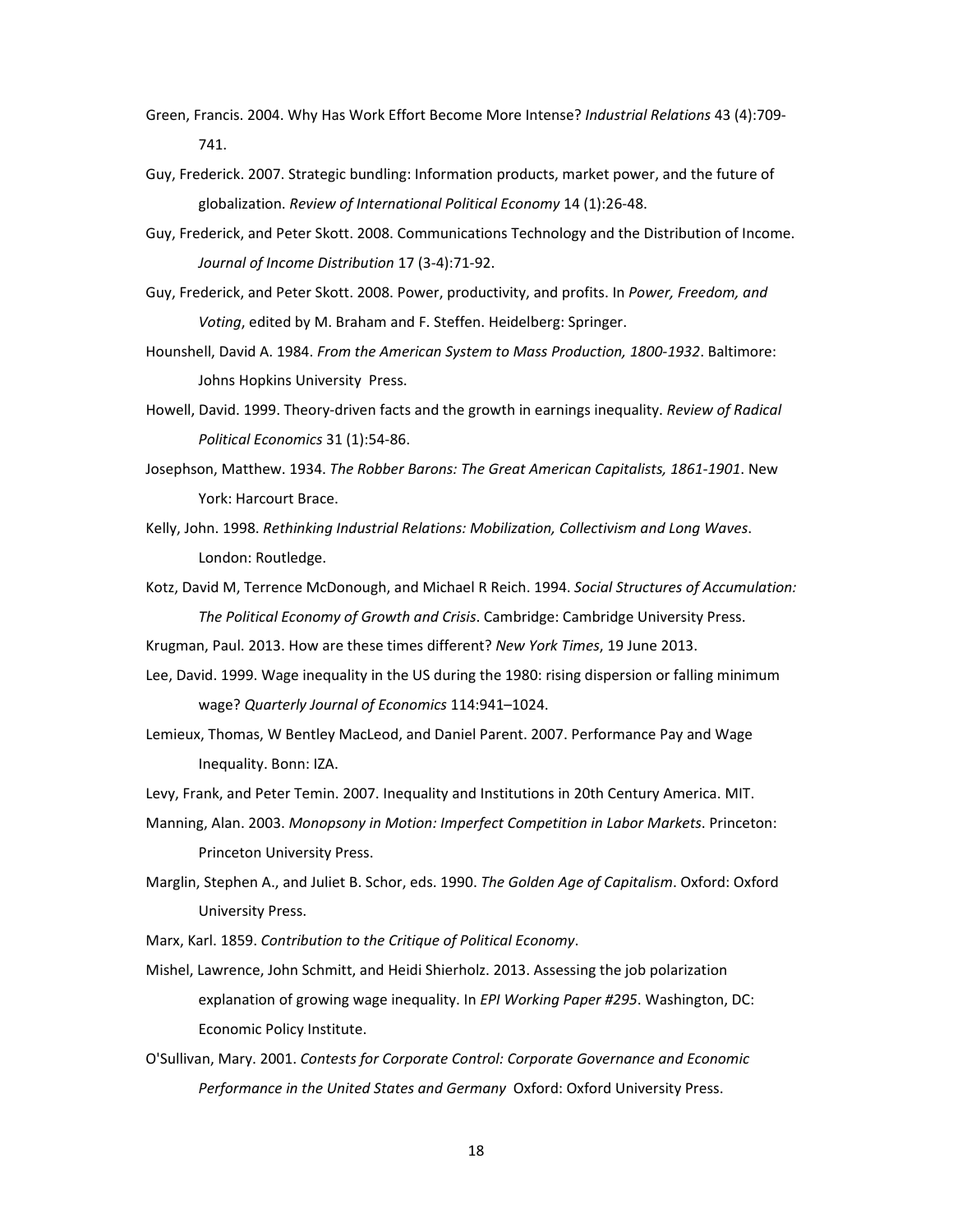Green, Francis. 2004. Why Has Work Effort Become More Intense? *Industrial Relations* 43 (4):709-741.

Guy, Frederick. 2007. Strategic bundling: Information products, market power, and the future of globalization. *Review of International Political Economy* 14 (1):26-48.

Guy, Frederick, and Peter Skott. 2008. Communications Technology and the Distribution of Income. *Journal of Income Distribution* 17 (3-4):71-92.

Guy, Frederick, and Peter Skott. 2008. Power, productivity, and profits. In *Power, Freedom, and Voting*, edited by M. Braham and F. Steffen. Heidelberg: Springer.

Hounshell, David A. 1984. *From the American System to Mass Production, 1800-1932*. Baltimore: Johns Hopkins University Press.

Howell, David. 1999. Theory-driven facts and the growth in earnings inequality. *Review of Radical Political Economics* 31 (1):54-86.

Josephson, Matthew. 1934. *The Robber Barons: The Great American Capitalists, 1861-1901*. New York: Harcourt Brace.

Kelly, John. 1998. *Rethinking Industrial Relations: Mobilization, Collectivism and Long Waves*. London: Routledge.

Kotz, David M, Terrence McDonough, and Michael R Reich. 1994. *Social Structures of Accumulation: The Political Economy of Growth and Crisis*. Cambridge: Cambridge University Press.

Krugman, Paul. 2013. How are these times different? *New York Times*, 19 June 2013.

Lee, David. 1999. Wage inequality in the US during the 1980: rising dispersion or falling minimum wage? *Quarterly Journal of Economics* 114:941–1024.

Lemieux, Thomas, W Bentley MacLeod, and Daniel Parent. 2007. Performance Pay and Wage Inequality. Bonn: IZA.

Levy, Frank, and Peter Temin. 2007. Inequality and Institutions in 20th Century America. MIT.

Manning, Alan. 2003. *Monopsony in Motion: Imperfect Competition in Labor Markets*. Princeton: Princeton University Press.

Marglin, Stephen A., and Juliet B. Schor, eds. 1990. *The Golden Age of Capitalism*. Oxford: Oxford University Press.

Marx, Karl. 1859. *Contribution to the Critique of Political Economy*.

Mishel, Lawrence, John Schmitt, and Heidi Shierholz. 2013. Assessing the job polarization explanation of growing wage inequality. In *EPI Working Paper #295*. Washington, DC: Economic Policy Institute.

O'Sullivan, Mary. 2001. *Contests for Corporate Control: Corporate Governance and Economic Performance in the United States and Germany* Oxford: Oxford University Press.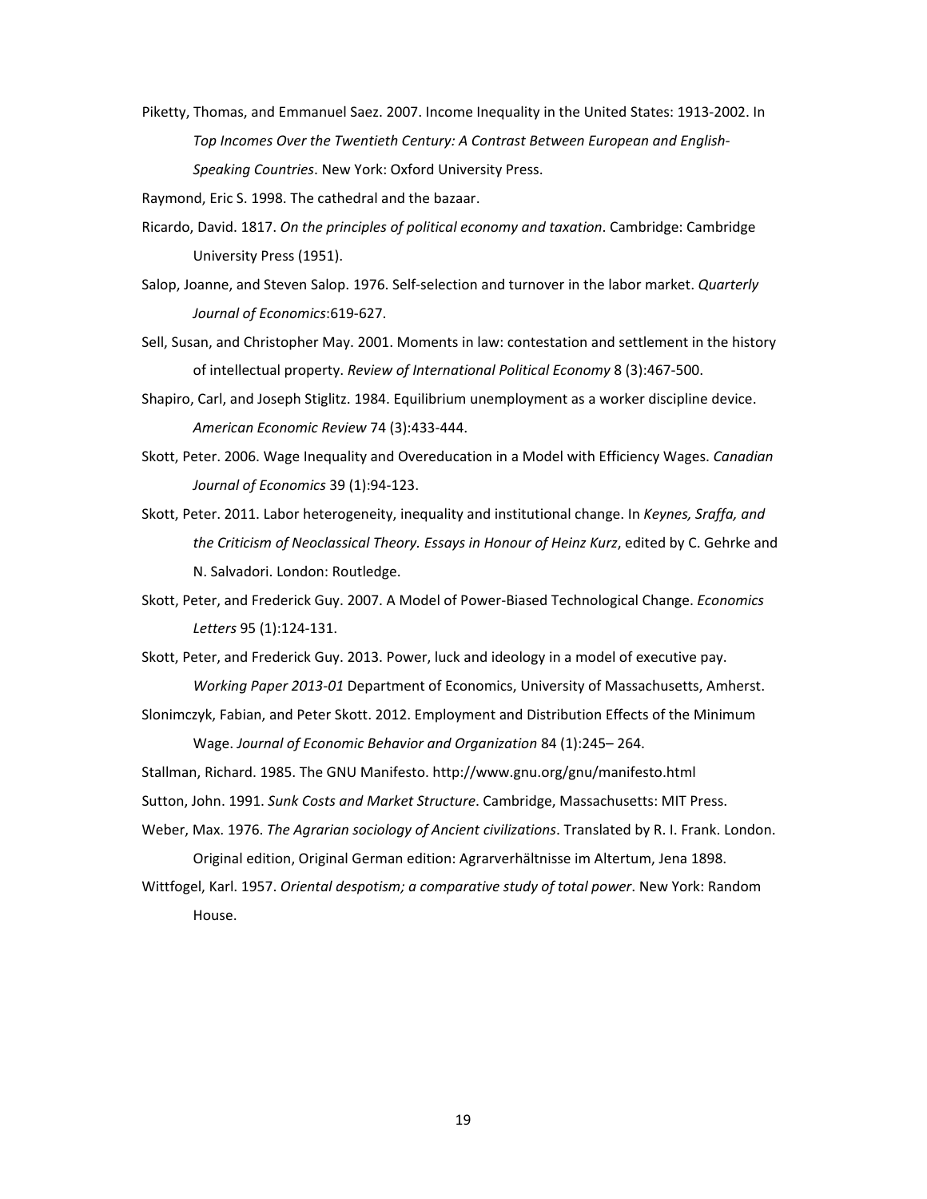Piketty, Thomas, and Emmanuel Saez. 2007. Income Inequality in the United States: 1913-2002. In *Top Incomes Over the Twentieth Century: A Contrast Between European and English-Speaking Countries*. New York: Oxford University Press.

Raymond, Eric S. 1998. The cathedral and the bazaar.

Ricardo, David. 1817. *On the principles of political economy and taxation*. Cambridge: Cambridge University Press (1951).

Salop, Joanne, and Steven Salop. 1976. Self-selection and turnover in the labor market. *Quarterly Journal of Economics*:619-627.

Sell, Susan, and Christopher May. 2001. Moments in law: contestation and settlement in the history of intellectual property. *Review of International Political Economy* 8 (3):467-500.

Shapiro, Carl, and Joseph Stiglitz. 1984. Equilibrium unemployment as a worker discipline device. *American Economic Review* 74 (3):433-444.

Skott, Peter. 2006. Wage Inequality and Overeducation in a Model with Efficiency Wages. *Canadian Journal of Economics* 39 (1):94-123.

Skott, Peter. 2011. Labor heterogeneity, inequality and institutional change. In *Keynes, Sraffa, and the Criticism of Neoclassical Theory. Essays in Honour of Heinz Kurz*, edited by C. Gehrke and N. Salvadori. London: Routledge.

Skott, Peter, and Frederick Guy. 2007. A Model of Power-Biased Technological Change. *Economics Letters* 95 (1):124-131.

Skott, Peter, and Frederick Guy. 2013. Power, luck and ideology in a model of executive pay. *Working Paper 2013-01* Department of Economics, University of Massachusetts, Amherst.

Slonimczyk, Fabian, and Peter Skott. 2012. Employment and Distribution Effects of the Minimum Wage. *Journal of Economic Behavior and Organization* 84 (1):245– 264.

Stallman, Richard. 1985. The GNU Manifesto. http://www.gnu.org/gnu/manifesto.html

Sutton, John. 1991. *Sunk Costs and Market Structure*. Cambridge, Massachusetts: MIT Press.

Weber, Max. 1976. *The Agrarian sociology of Ancient civilizations*. Translated by R. I. Frank. London. Original edition, Original German edition: Agrarverhältnisse im Altertum, Jena 1898.

Wittfogel, Karl. 1957. *Oriental despotism; a comparative study of total power*. New York: Random House.